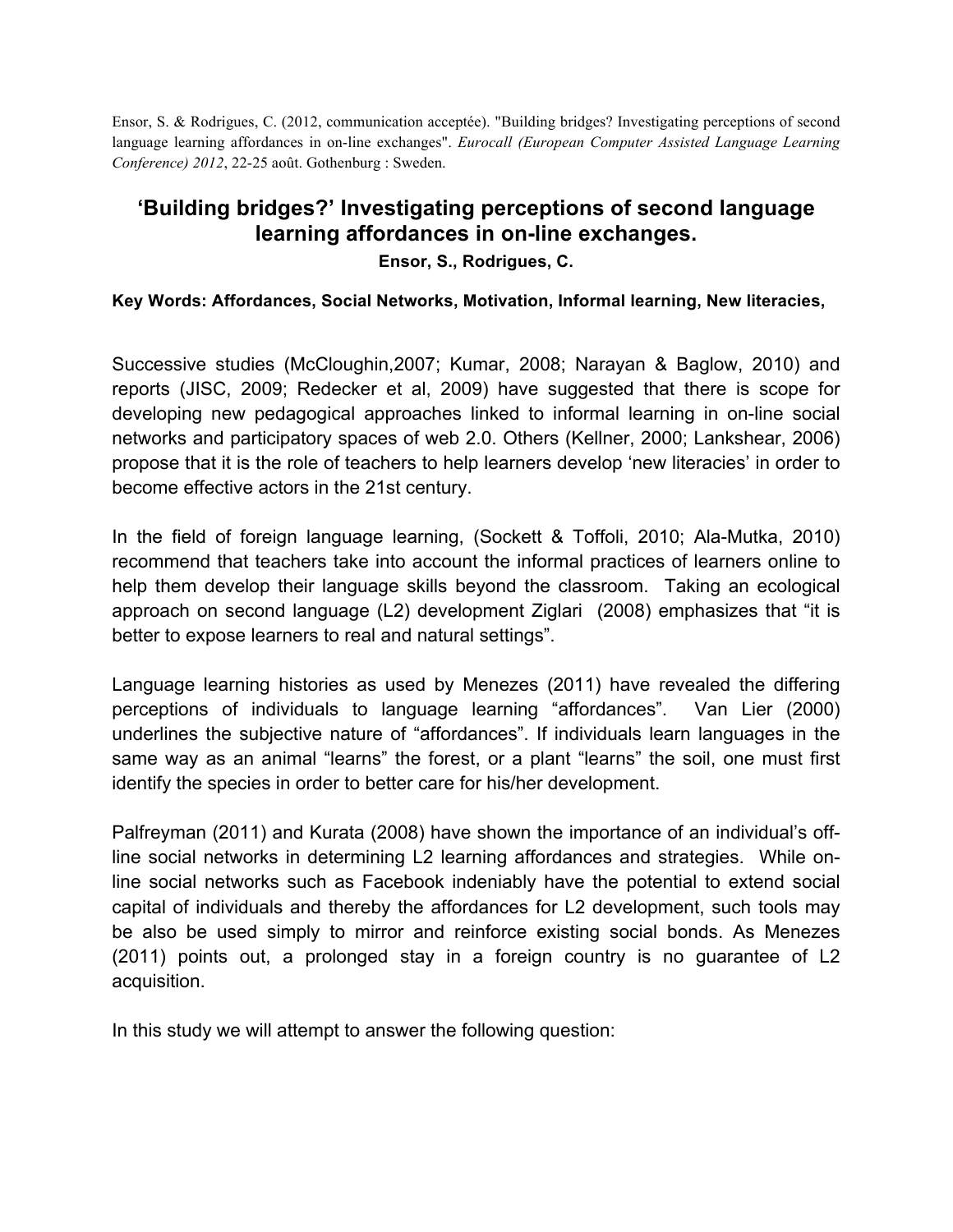Ensor, S. & Rodrigues, C. (2012, communication acceptée). "Building bridges? Investigating perceptions of second language learning affordances in on-line exchanges". *Eurocall (European Computer Assisted Language Learning Conference) 2012*, 22-25 août. Gothenburg : Sweden.

# 'Building bridges?' Investigating perceptions of second language learning affordances in on-line exchanges.

**Ensor, S., Rodrigues, C.**

**Key Words: Affordances, Social Networks, Motivation, Informal learning, New literacies,**

Successive studies (McCloughin,2007; Kumar, 2008; Narayan & Baglow, 2010) and reports (JISC, 2009; Redecker et al, 2009) have suggested that there is scope for developing new pedagogical approaches linked to informal learning in on-line social networks and participatory spaces of web 2.0. Others (Kellner, 2000; Lankshear, 2006) propose that it is the role of teachers to help learners develop 'new literacies' in order to become effective actors in the 21st century.

In the field of foreign language learning, (Sockett & Toffoli, 2010; Ala-Mutka, 2010) recommend that teachers take into account the informal practices of learners online to help them develop their language skills beyond the classroom. Taking an ecological approach on second language (L2) development Ziglari (2008) emphasizes that "it is better to expose learners to real and natural settings".

Language learning histories as used by Menezes (2011) have revealed the differing perceptions of individuals to language learning "affordances". Van Lier (2000) underlines the subjective nature of "affordances". If individuals learn languages in the same way as an animal "learns" the forest, or a plant "learns" the soil, one must first identify the species in order to better care for his/her development.

Palfreyman (2011) and Kurata (2008) have shown the importance of an individual's off-line social networks in determining L2 learning affordances and strategies. While on-line social networks such as Facebook indeniably have the potential to extend social capital of individuals and thereby the affordances for L2 development, such tools may be also be used simply to mirror and reinforce existing social bonds. As Menezes (2011) points out, a prolonged stay in a foreign country is no guarantee of L2 acquisition.

In this study we will attempt to answer the following question: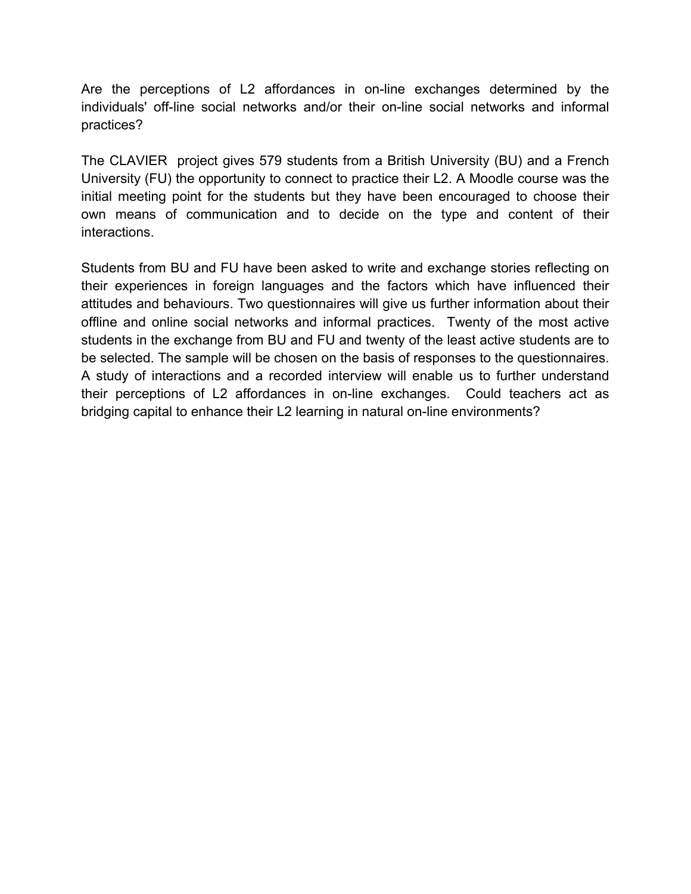Are the perceptions of L2 affordances in on-line exchanges determined by the individuals' off-line social networks and/or their on-line social networks and informal practices?

The CLAVIER project gives 579 students from a British University (BU) and a French University (FU) the opportunity to connect to practice their L2. A Moodle course was the initial meeting point for the students but they have been encouraged to choose their own means of communication and to decide on the type and content of their interactions.

Students from BU and FU have been asked to write and exchange stories reflecting on their experiences in foreign languages and the factors which have influenced their attitudes and behaviours. Two questionnaires will give us further information about their offline and online social networks and informal practices. Twenty of the most active students in the exchange from BU and FU and twenty of the least active students are to be selected. The sample will be chosen on the basis of responses to the questionnaires. A study of interactions and a recorded interview will enable us to further understand their perceptions of L2 affordances in on-line exchanges. Could teachers act as bridging capital to enhance their L2 learning in natural on-line environments?